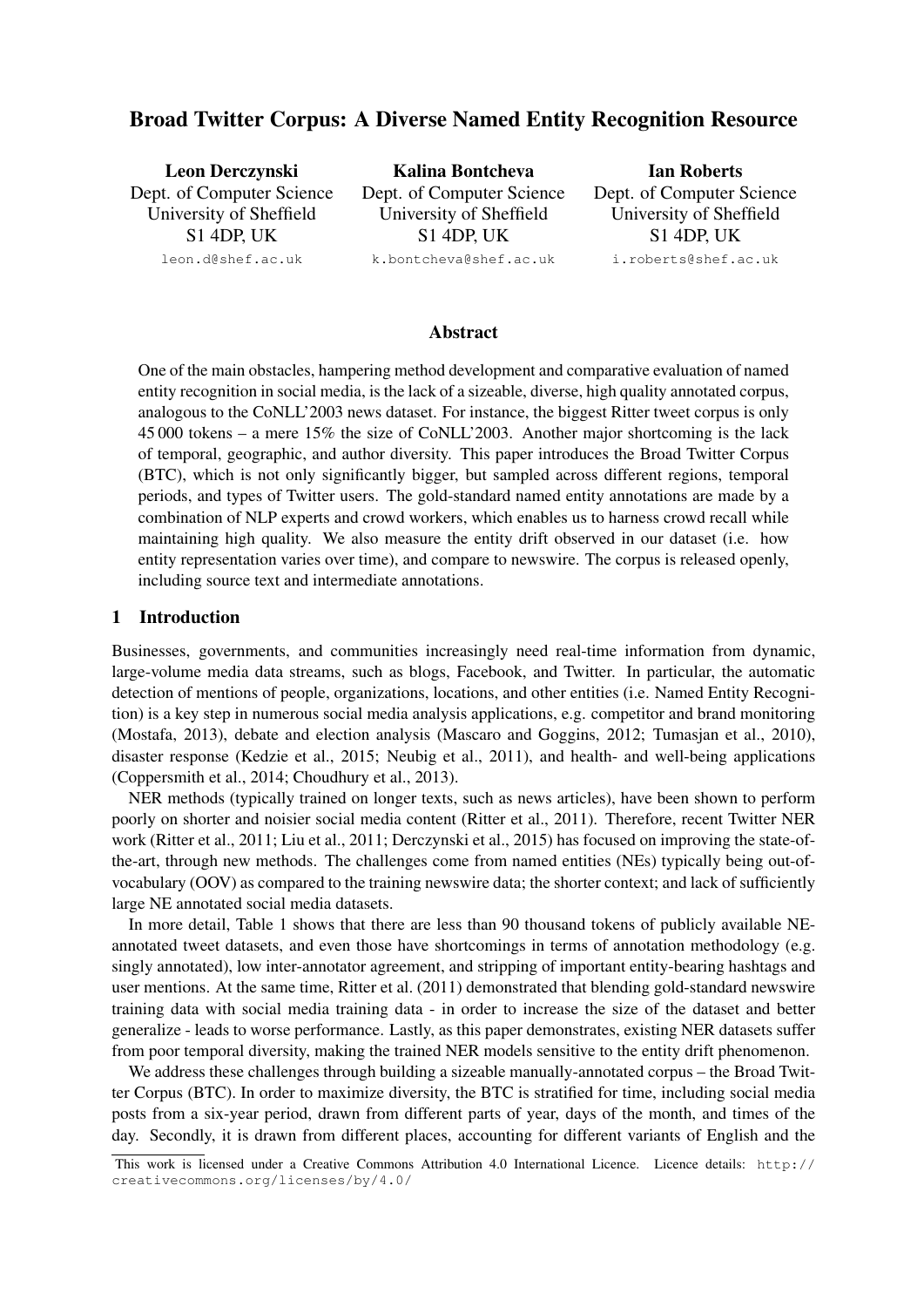# Broad Twitter Corpus: A Diverse Named Entity Recognition Resource

**Leon Derczynski**
Dept. of Computer Science
University of Sheffield
S1 4DP, UK
leon.d@shef.ac.uk

**Kalina Bontcheva**
Dept. of Computer Science
University of Sheffield
S1 4DP, UK
k.bontcheva@shef.ac.uk

**Ian Roberts**
Dept. of Computer Science
University of Sheffield
S1 4DP, UK
i.roberts@shef.ac.uk

## Abstract

One of the main obstacles, hampering method development and comparative evaluation of named entity recognition in social media, is the lack of a sizeable, diverse, high quality annotated corpus, analogous to the CoNLL'2003 news dataset. For instance, the biggest Ritter tweet corpus is only 45 000 tokens – a mere 15% the size of CoNLL'2003. Another major shortcoming is the lack of temporal, geographic, and author diversity. This paper introduces the Broad Twitter Corpus (BTC), which is not only significantly bigger, but sampled across different regions, temporal periods, and types of Twitter users. The gold-standard named entity annotations are made by a combination of NLP experts and crowd workers, which enables us to harness crowd recall while maintaining high quality. We also measure the entity drift observed in our dataset (i.e. how entity representation varies over time), and compare to newswire. The corpus is released openly, including source text and intermediate annotations.

## 1 Introduction

Businesses, governments, and communities increasingly need real-time information from dynamic, large-volume media data streams, such as blogs, Facebook, and Twitter. In particular, the automatic detection of mentions of people, organizations, locations, and other entities (i.e. Named Entity Recognition) is a key step in numerous social media analysis applications, e.g. competitor and brand monitoring (Mostafa, 2013), debate and election analysis (Mascaro and Goggins, 2012; Tumasjan et al., 2010), disaster response (Kedzie et al., 2015; Neubig et al., 2011), and health- and well-being applications (Coppersmith et al., 2014; Choudhury et al., 2013).

NER methods (typically trained on longer texts, such as news articles), have been shown to perform poorly on shorter and noisier social media content (Ritter et al., 2011). Therefore, recent Twitter NER work (Ritter et al., 2011; Liu et al., 2011; Derczynski et al., 2015) has focused on improving the state-of-the-art, through new methods. The challenges come from named entities (NEs) typically being out-of-vocabulary (OOV) as compared to the training newswire data; the shorter context; and lack of sufficiently large NE annotated social media datasets.

In more detail, Table 1 shows that there are less than 90 thousand tokens of publicly available NE-annotated tweet datasets, and even those have shortcomings in terms of annotation methodology (e.g. singly annotated), low inter-annotator agreement, and stripping of important entity-bearing hashtags and user mentions. At the same time, Ritter et al. (2011) demonstrated that blending gold-standard newswire training data with social media training data - in order to increase the size of the dataset and better generalize - leads to worse performance. Lastly, as this paper demonstrates, existing NER datasets suffer from poor temporal diversity, making the trained NER models sensitive to the entity drift phenomenon.

We address these challenges through building a sizeable manually-annotated corpus – the Broad Twitter Corpus (BTC). In order to maximize diversity, the BTC is stratified for time, including social media posts from a six-year period, drawn from different parts of year, days of the month, and times of the day. Secondly, it is drawn from different places, accounting for different variants of English and the

This work is licensed under a Creative Commons Attribution 4.0 International Licence. Licence details: http://creativecommons.org/licenses/by/4.0/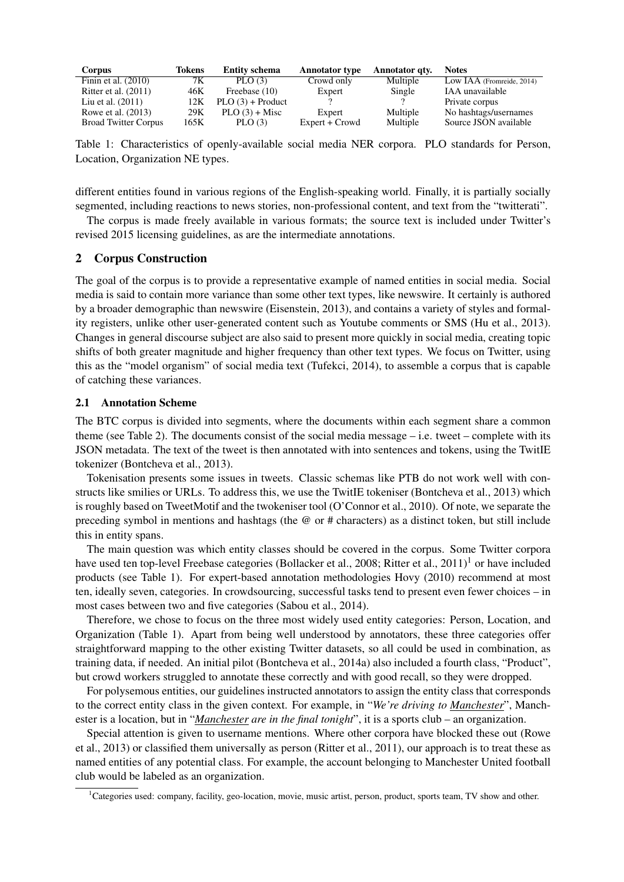| Corpus | Tokens | Entity schema | Annotator type | Annotator qty. | Notes |
|---|---|---|---|---|---|
| Finin et al. (2010) | 7K | PLO (3) | Crowd only | Multiple | Low IAA (Fromreide, 2014) |
| Ritter et al. (2011) | 46K | Freebase (10) | Expert | Single | IAA unavailable |
| Liu et al. (2011) | 12K | PLO (3) + Product | ? | ? | Private corpus |
| Rowe et al. (2013) | 29K | PLO (3) + Misc | Expert | Multiple | No hashtags/usernames |
| Broad Twitter Corpus | 165K | PLO (3) | Expert + Crowd | Multiple | Source JSON available |

Table 1: Characteristics of openly-available social media NER corpora. PLO standards for Person, Location, Organization NE types.

different entities found in various regions of the English-speaking world. Finally, it is partially socially segmented, including reactions to news stories, non-professional content, and text from the "twitterati".

The corpus is made freely available in various formats; the source text is included under Twitter's revised 2015 licensing guidelines, as are the intermediate annotations.

## 2 Corpus Construction

The goal of the corpus is to provide a representative example of named entities in social media. Social media is said to contain more variance than some other text types, like newswire. It certainly is authored by a broader demographic than newswire (Eisenstein, 2013), and contains a variety of styles and formality registers, unlike other user-generated content such as Youtube comments or SMS (Hu et al., 2013). Changes in general discourse subject are also said to present more quickly in social media, creating topic shifts of both greater magnitude and higher frequency than other text types. We focus on Twitter, using this as the "model organism" of social media text (Tufekci, 2014), to assemble a corpus that is capable of catching these variances.

### 2.1 Annotation Scheme

The BTC corpus is divided into segments, where the documents within each segment share a common theme (see Table 2). The documents consist of the social media message – i.e. tweet – complete with its JSON metadata. The text of the tweet is then annotated with into sentences and tokens, using the TwitIE tokenizer (Bontcheva et al., 2013).

Tokenisation presents some issues in tweets. Classic schemas like PTB do not work well with constructs like smilies or URLs. To address this, we use the TwitIE tokeniser (Bontcheva et al., 2013) which is roughly based on TweetMotif and the twokeniser tool (O'Connor et al., 2010). Of note, we separate the preceding symbol in mentions and hashtags (the @ or # characters) as a distinct token, but still include this in entity spans.

The main question was which entity classes should be covered in the corpus. Some Twitter corpora have used ten top-level Freebase categories (Bollacker et al., 2008; Ritter et al., 2011)[1] or have included products (see Table 1). For expert-based annotation methodologies Hovy (2010) recommend at most ten, ideally seven, categories. In crowdsourcing, successful tasks tend to present even fewer choices – in most cases between two and five categories (Sabou et al., 2014).

Therefore, we chose to focus on the three most widely used entity categories: Person, Location, and Organization (Table 1). Apart from being well understood by annotators, these three categories offer straightforward mapping to the other existing Twitter datasets, so all could be used in combination, as training data, if needed. An initial pilot (Bontcheva et al., 2014a) also included a fourth class, "Product", but crowd workers struggled to annotate these correctly and with good recall, so they were dropped.

For polysemous entities, our guidelines instructed annotators to assign the entity class that corresponds to the correct entity class in the given context. For example, in "*We're driving to <u>Manchester</u>*", Manchester is a location, but in "*<u>Manchester</u> are in the final tonight*", it is a sports club – an organization.

Special attention is given to username mentions. Where other corpora have blocked these out (Rowe et al., 2013) or classified them universally as person (Ritter et al., 2011), our approach is to treat these as named entities of any potential class. For example, the account belonging to Manchester United football club would be labeled as an organization.

[1] Categories used: company, facility, geo-location, movie, music artist, person, product, sports team, TV show and other.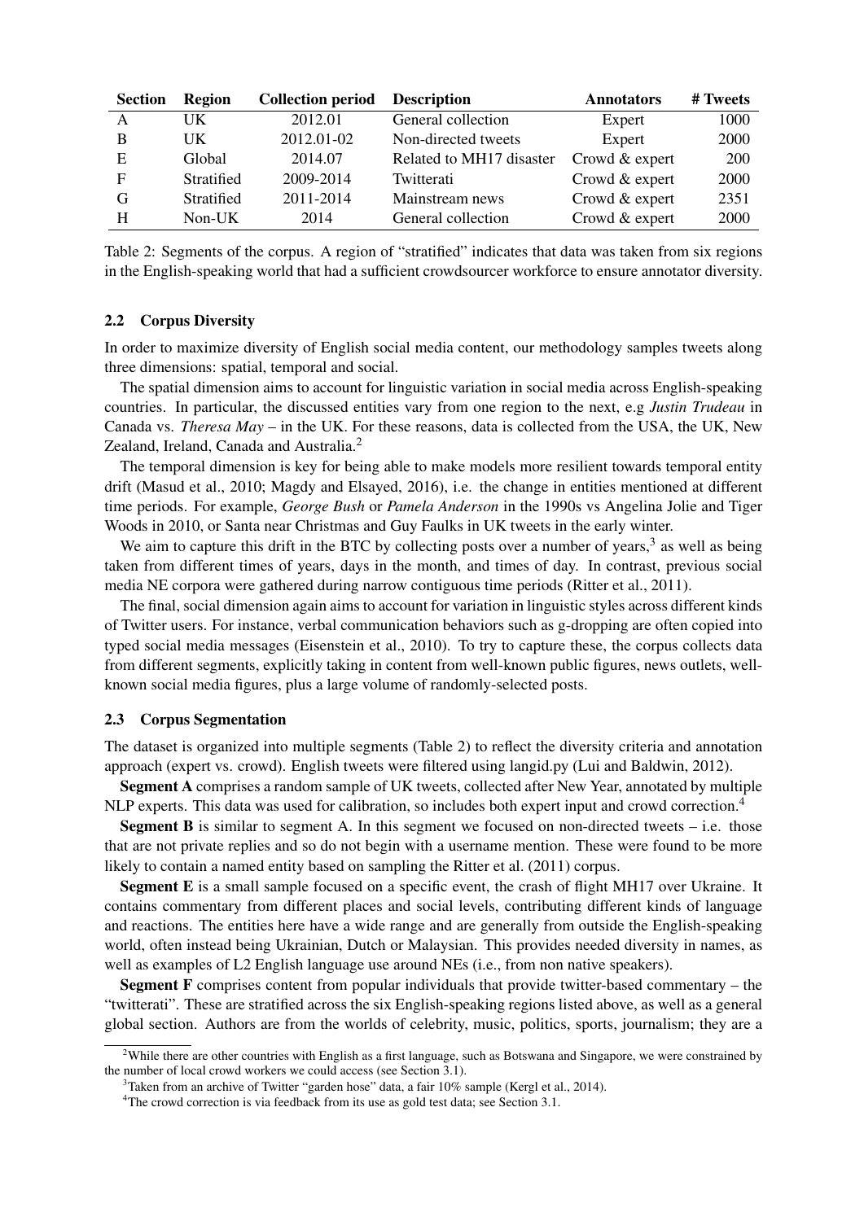| Section | Region | Collection period | Description | Annotators | # Tweets |
|---|---|---|---|---|---|
| A | UK | 2012.01 | General collection | Expert | 1000 |
| B | UK | 2012.01-02 | Non-directed tweets | Expert | 2000 |
| E | Global | 2014.07 | Related to MH17 disaster | Crowd & expert | 200 |
| F | Stratified | 2009-2014 | Twitterati | Crowd & expert | 2000 |
| G | Stratified | 2011-2014 | Mainstream news | Crowd & expert | 2351 |
| H | Non-UK | 2014 | General collection | Crowd & expert | 2000 |

Table 2: Segments of the corpus. A region of "stratified" indicates that data was taken from six regions in the English-speaking world that had a sufficient crowdsourcer workforce to ensure annotator diversity.

### 2.2 Corpus Diversity

In order to maximize diversity of English social media content, our methodology samples tweets along three dimensions: spatial, temporal and social.

The spatial dimension aims to account for linguistic variation in social media across English-speaking countries. In particular, the discussed entities vary from one region to the next, e.g *Justin Trudeau* in Canada vs. *Theresa May* – in the UK. For these reasons, data is collected from the USA, the UK, New Zealand, Ireland, Canada and Australia.[2]

The temporal dimension is key for being able to make models more resilient towards temporal entity drift (Masud et al., 2010; Magdy and Elsayed, 2016), i.e. the change in entities mentioned at different time periods. For example, *George Bush* or *Pamela Anderson* in the 1990s vs Angelina Jolie and Tiger Woods in 2010, or Santa near Christmas and Guy Faulks in UK tweets in the early winter.

We aim to capture this drift in the BTC by collecting posts over a number of years,[3] as well as being taken from different times of years, days in the month, and times of day. In contrast, previous social media NE corpora were gathered during narrow contiguous time periods (Ritter et al., 2011).

The final, social dimension again aims to account for variation in linguistic styles across different kinds of Twitter users. For instance, verbal communication behaviors such as g-dropping are often copied into typed social media messages (Eisenstein et al., 2010). To try to capture these, the corpus collects data from different segments, explicitly taking in content from well-known public figures, news outlets, well-known social media figures, plus a large volume of randomly-selected posts.

### 2.3 Corpus Segmentation

The dataset is organized into multiple segments (Table 2) to reflect the diversity criteria and annotation approach (expert vs. crowd). English tweets were filtered using langid.py (Lui and Baldwin, 2012).

**Segment A** comprises a random sample of UK tweets, collected after New Year, annotated by multiple NLP experts. This data was used for calibration, so includes both expert input and crowd correction.[4]

**Segment B** is similar to segment A. In this segment we focused on non-directed tweets – i.e. those that are not private replies and so do not begin with a username mention. These were found to be more likely to contain a named entity based on sampling the Ritter et al. (2011) corpus.

**Segment E** is a small sample focused on a specific event, the crash of flight MH17 over Ukraine. It contains commentary from different places and social levels, contributing different kinds of language and reactions. The entities here have a wide range and are generally from outside the English-speaking world, often instead being Ukrainian, Dutch or Malaysian. This provides needed diversity in names, as well as examples of L2 English language use around NEs (i.e., from non native speakers).

**Segment F** comprises content from popular individuals that provide twitter-based commentary – the "twitterati". These are stratified across the six English-speaking regions listed above, as well as a general global section. Authors are from the worlds of celebrity, music, politics, sports, journalism; they are a

[2]While there are other countries with English as a first language, such as Botswana and Singapore, we were constrained by the number of local crowd workers we could access (see Section 3.1).

[3]Taken from an archive of Twitter "garden hose" data, a fair 10% sample (Kergl et al., 2014).

[4]The crowd correction is via feedback from its use as gold test data; see Section 3.1.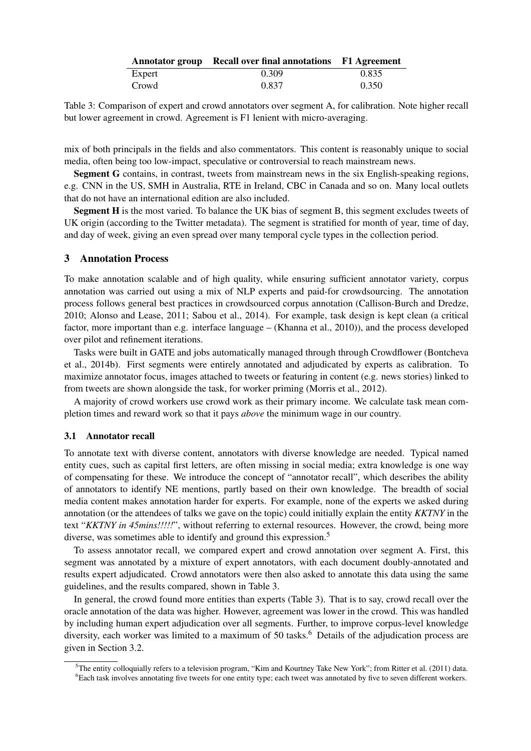| Annotator group | Recall over final annotations | F1 Agreement |
|---|---|---|
| Expert | 0.309 | 0.835 |
| Crowd | 0.837 | 0.350 |

Table 3: Comparison of expert and crowd annotators over segment A, for calibration. Note higher recall but lower agreement in crowd. Agreement is F1 lenient with micro-averaging.

mix of both principals in the fields and also commentators. This content is reasonably unique to social media, often being too low-impact, speculative or controversial to reach mainstream news.

**Segment G** contains, in contrast, tweets from mainstream news in the six English-speaking regions, e.g. CNN in the US, SMH in Australia, RTE in Ireland, CBC in Canada and so on. Many local outlets that do not have an international edition are also included.

**Segment H** is the most varied. To balance the UK bias of segment B, this segment excludes tweets of UK origin (according to the Twitter metadata). The segment is stratified for month of year, time of day, and day of week, giving an even spread over many temporal cycle types in the collection period.

## 3 Annotation Process

To make annotation scalable and of high quality, while ensuring sufficient annotator variety, corpus annotation was carried out using a mix of NLP experts and paid-for crowdsourcing. The annotation process follows general best practices in crowdsourced corpus annotation (Callison-Burch and Dredze, 2010; Alonso and Lease, 2011; Sabou et al., 2014). For example, task design is kept clean (a critical factor, more important than e.g. interface language – (Khanna et al., 2010)), and the process developed over pilot and refinement iterations.

Tasks were built in GATE and jobs automatically managed through through Crowdflower (Bontcheva et al., 2014b). First segments were entirely annotated and adjudicated by experts as calibration. To maximize annotator focus, images attached to tweets or featuring in content (e.g. news stories) linked to from tweets are shown alongside the task, for worker priming (Morris et al., 2012).

A majority of crowd workers use crowd work as their primary income. We calculate task mean completion times and reward work so that it pays *above* the minimum wage in our country.

### 3.1 Annotator recall

To annotate text with diverse content, annotators with diverse knowledge are needed. Typical named entity cues, such as capital first letters, are often missing in social media; extra knowledge is one way of compensating for these. We introduce the concept of "annotator recall", which describes the ability of annotators to identify NE mentions, partly based on their own knowledge. The breadth of social media content makes annotation harder for experts. For example, none of the experts we asked during annotation (or the attendees of talks we gave on the topic) could initially explain the entity *KKTNY* in the text "*KKTNY in 45mins!!!!!*", without referring to external resources. However, the crowd, being more diverse, was sometimes able to identify and ground this expression.[5]

To assess annotator recall, we compared expert and crowd annotation over segment A. First, this segment was annotated by a mixture of expert annotators, with each document doubly-annotated and results expert adjudicated. Crowd annotators were then also asked to annotate this data using the same guidelines, and the results compared, shown in Table 3.

In general, the crowd found more entities than experts (Table 3). That is to say, crowd recall over the oracle annotation of the data was higher. However, agreement was lower in the crowd. This was handled by including human expert adjudication over all segments. Further, to improve corpus-level knowledge diversity, each worker was limited to a maximum of 50 tasks.[6] Details of the adjudication process are given in Section 3.2.

[5] The entity colloquially refers to a television program, "Kim and Kourtney Take New York"; from Ritter et al. (2011) data.

[6] Each task involves annotating five tweets for one entity type; each tweet was annotated by five to seven different workers.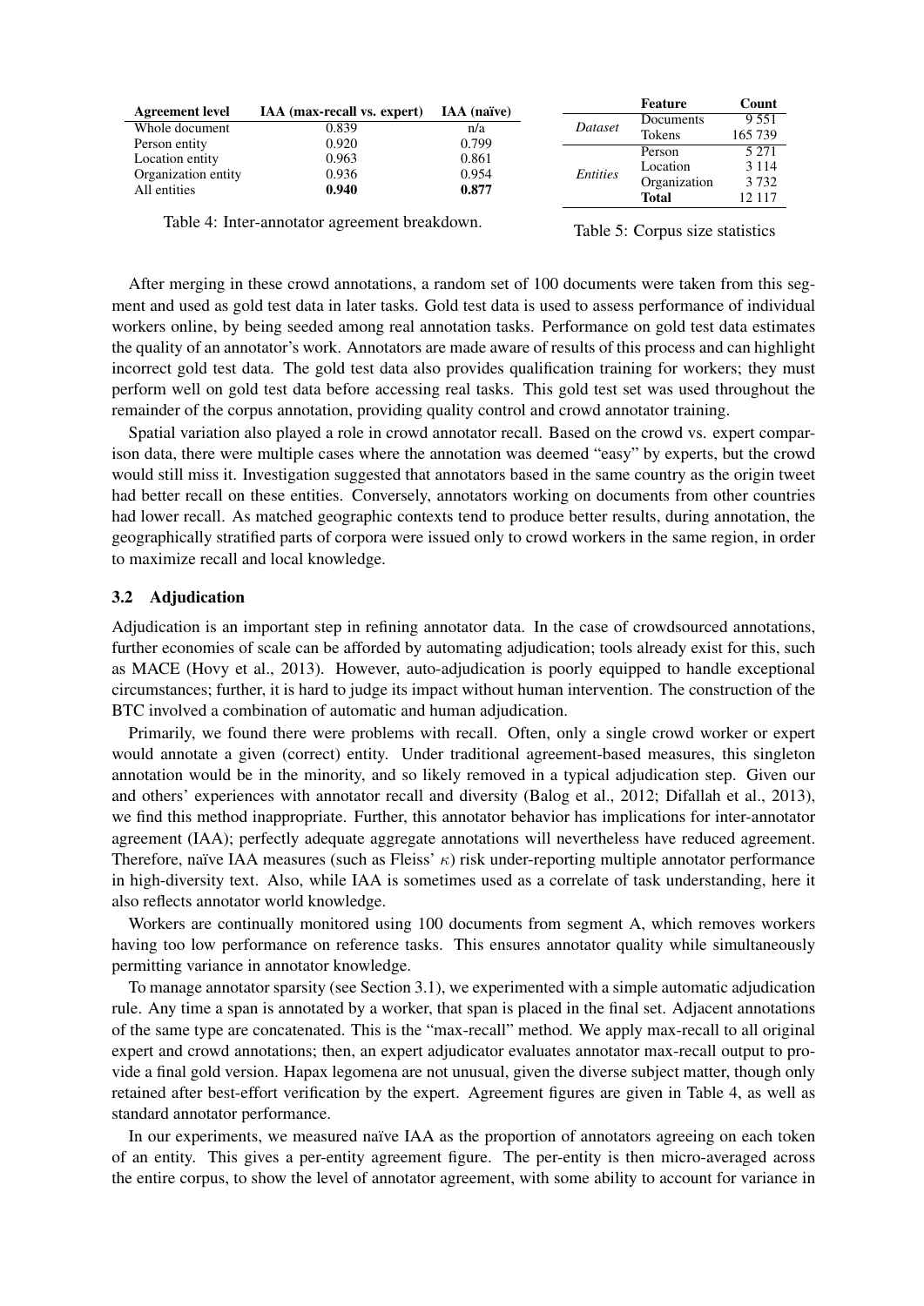| Agreement level | IAA (max-recall vs. expert) | IAA (naïve) |
|---|---|---|
| Whole document | 0.839 | n/a |
| Person entity | 0.920 | 0.799 |
| Location entity | 0.963 | 0.861 |
| Organization entity | 0.936 | 0.954 |
| All entities | **0.940** | **0.877** |

Table 4: Inter-annotator agreement breakdown.

| | Feature | Count |
|---|---|---|
| *Dataset* | Documents | 9 551 |
| | Tokens | 165 739 |
| *Entities* | Person | 5 271 |
| | Location | 3 114 |
| | Organization | 3 732 |
| | **Total** | 12 117 |

Table 5: Corpus size statistics

After merging in these crowd annotations, a random set of 100 documents were taken from this segment and used as gold test data in later tasks. Gold test data is used to assess performance of individual workers online, by being seeded among real annotation tasks. Performance on gold test data estimates the quality of an annotator's work. Annotators are made aware of results of this process and can highlight incorrect gold test data. The gold test data also provides qualification training for workers; they must perform well on gold test data before accessing real tasks. This gold test set was used throughout the remainder of the corpus annotation, providing quality control and crowd annotator training.

Spatial variation also played a role in crowd annotator recall. Based on the crowd vs. expert comparison data, there were multiple cases where the annotation was deemed "easy" by experts, but the crowd would still miss it. Investigation suggested that annotators based in the same country as the origin tweet had better recall on these entities. Conversely, annotators working on documents from other countries had lower recall. As matched geographic contexts tend to produce better results, during annotation, the geographically stratified parts of corpora were issued only to crowd workers in the same region, in order to maximize recall and local knowledge.

### 3.2 Adjudication

Adjudication is an important step in refining annotator data. In the case of crowdsourced annotations, further economies of scale can be afforded by automating adjudication; tools already exist for this, such as MACE (Hovy et al., 2013). However, auto-adjudication is poorly equipped to handle exceptional circumstances; further, it is hard to judge its impact without human intervention. The construction of the BTC involved a combination of automatic and human adjudication.

Primarily, we found there were problems with recall. Often, only a single crowd worker or expert would annotate a given (correct) entity. Under traditional agreement-based measures, this singleton annotation would be in the minority, and so likely removed in a typical adjudication step. Given our and others' experiences with annotator recall and diversity (Balog et al., 2012; Difallah et al., 2013), we find this method inappropriate. Further, this annotator behavior has implications for inter-annotator agreement (IAA); perfectly adequate aggregate annotations will nevertheless have reduced agreement. Therefore, naïve IAA measures (such as Fleiss' $\kappa$) risk under-reporting multiple annotator performance in high-diversity text. Also, while IAA is sometimes used as a correlate of task understanding, here it also reflects annotator world knowledge.

Workers are continually monitored using 100 documents from segment A, which removes workers having too low performance on reference tasks. This ensures annotator quality while simultaneously permitting variance in annotator knowledge.

To manage annotator sparsity (see Section 3.1), we experimented with a simple automatic adjudication rule. Any time a span is annotated by a worker, that span is placed in the final set. Adjacent annotations of the same type are concatenated. This is the "max-recall" method. We apply max-recall to all original expert and crowd annotations; then, an expert adjudicator evaluates annotator max-recall output to provide a final gold version. Hapax legomena are not unusual, given the diverse subject matter, though only retained after best-effort verification by the expert. Agreement figures are given in Table 4, as well as standard annotator performance.

In our experiments, we measured naïve IAA as the proportion of annotators agreeing on each token of an entity. This gives a per-entity agreement figure. The per-entity is then micro-averaged across the entire corpus, to show the level of annotator agreement, with some ability to account for variance in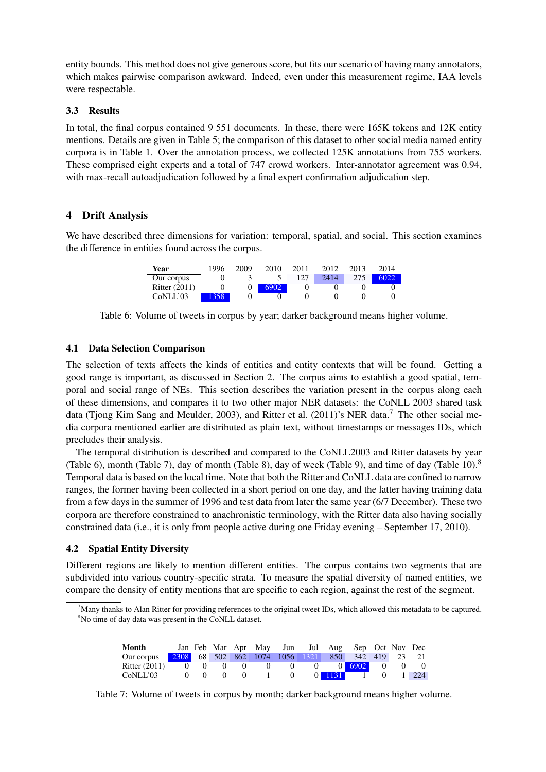entity bounds. This method does not give generous score, but fits our scenario of having many annotators, which makes pairwise comparison awkward. Indeed, even under this measurement regime, IAA levels were respectable.

### 3.3 Results

In total, the final corpus contained 9 551 documents. In these, there were 165K tokens and 12K entity mentions. Details are given in Table 5; the comparison of this dataset to other social media named entity corpora is in Table 1. Over the annotation process, we collected 125K annotations from 755 workers. These comprised eight experts and a total of 747 crowd workers. Inter-annotator agreement was 0.94, with max-recall autoadjudication followed by a final expert confirmation adjudication step.

## 4 Drift Analysis

We have described three dimensions for variation: temporal, spatial, and social. This section examines the difference in entities found across the corpus.

| Year | 1996 | 2009 | 2010 | 2011 | 2012 | 2013 | 2014 |
|---|---|---|---|---|---|---|---|
| Our corpus | 0 | 3 | 5 | 127 | 2414 | 275 | 6022 |
| Ritter (2011) | 0 | 0 | 6902 | 0 | 0 | 0 | 0 |
| CoNLL'03 | 1358 | 0 | 0 | 0 | 0 | 0 | 0 |

Table 6: Volume of tweets in corpus by year; darker background means higher volume.

### 4.1 Data Selection Comparison

The selection of texts affects the kinds of entities and entity contexts that will be found. Getting a good range is important, as discussed in Section 2. The corpus aims to establish a good spatial, temporal and social range of NEs. This section describes the variation present in the corpus along each of these dimensions, and compares it to two other major NER datasets: the CoNLL 2003 shared task data (Tjong Kim Sang and Meulder, 2003), and Ritter et al. (2011)'s NER data.[7] The other social media corpora mentioned earlier are distributed as plain text, without timestamps or messages IDs, which precludes their analysis.

The temporal distribution is described and compared to the CoNLL2003 and Ritter datasets by year (Table 6), month (Table 7), day of month (Table 8), day of week (Table 9), and time of day (Table 10).[8] Temporal data is based on the local time. Note that both the Ritter and CoNLL data are confined to narrow ranges, the former having been collected in a short period on one day, and the latter having training data from a few days in the summer of 1996 and test data from later the same year (6/7 December). These two corpora are therefore constrained to anachronistic terminology, with the Ritter data also having socially constrained data (i.e., it is only from people active during one Friday evening – September 17, 2010).

### 4.2 Spatial Entity Diversity

Different regions are likely to mention different entities. The corpus contains two segments that are subdivided into various country-specific strata. To measure the spatial diversity of named entities, we compare the density of entity mentions that are specific to each region, against the rest of the segment.

[7]Many thanks to Alan Ritter for providing references to the original tweet IDs, which allowed this metadata to be captured.
[8]No time of day data was present in the CoNLL dataset.

| Month | Jan | Feb | Mar | Apr | May | Jun | Jul | Aug | Sep | Oct | Nov | Dec |
|---|---|---|---|---|---|---|---|---|---|---|---|---|
| Our corpus | 2308 | 68 | 502 | 862 | 1074 | 1056 | 1321 | 850 | 342 | 419 | 23 | 21 |
| Ritter (2011) | 0 | 0 | 0 | 0 | 0 | 0 | 0 | 0 | 6902 | 0 | 0 | 0 |
| CoNLL'03 | 0 | 0 | 0 | 0 | 1 | 0 | 0 | 1131 | 1 | 0 | 1 | 224 |

Table 7: Volume of tweets in corpus by month; darker background means higher volume.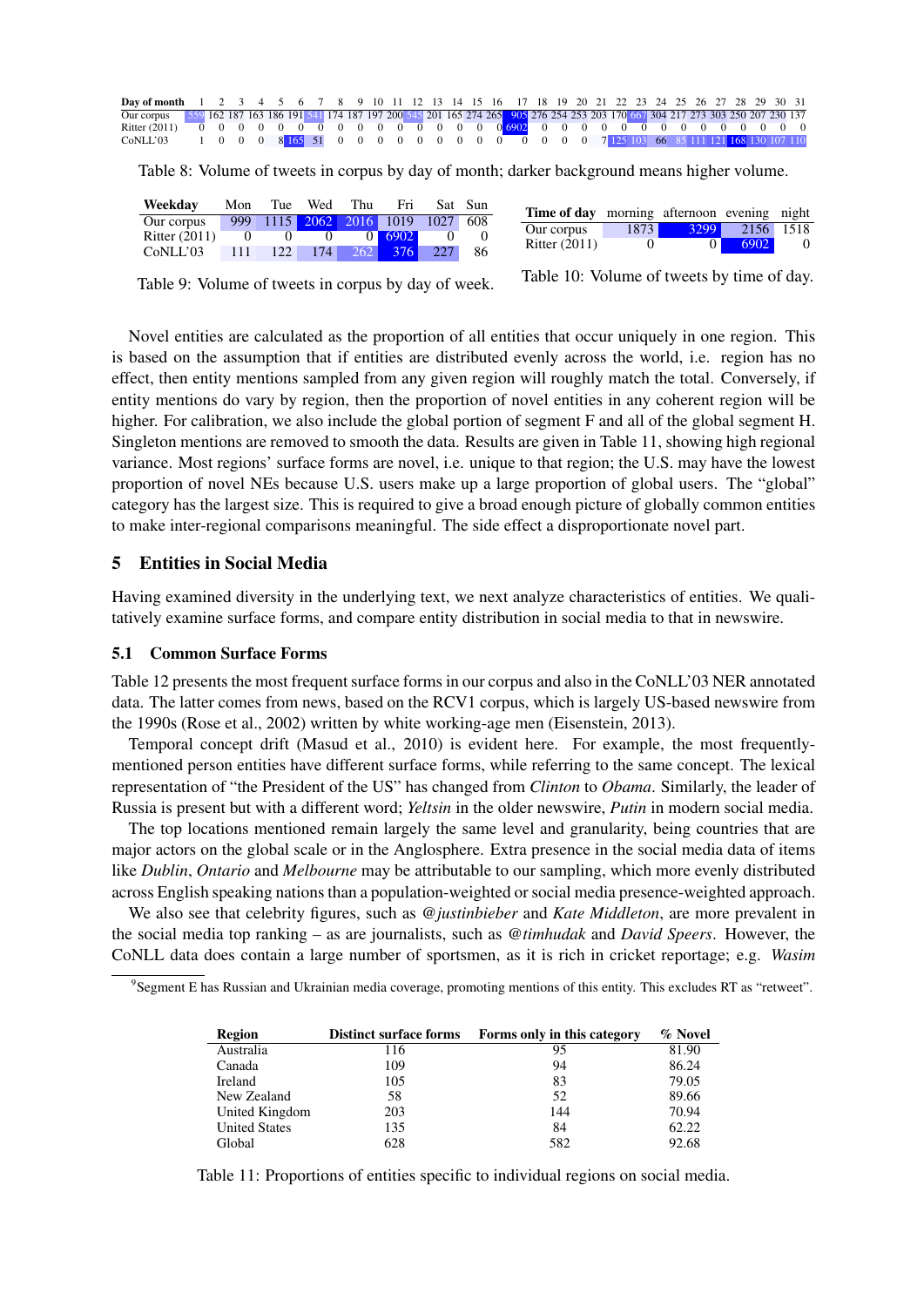| Day of month | 1 | 2 | 3 | 4 | 5 | 6 | 7 | 8 | 9 | 10 | 11 | 12 | 13 | 14 | 15 | 16 | 17 | 18 | 19 | 20 | 21 | 22 | 23 | 24 | 25 | 26 | 27 | 28 | 29 | 30 | 31 |
|---|---|---|---|---|---|---|---|---|---|---|---|---|---|---|---|---|---|---|---|---|---|---|---|---|---|---|---|---|---|---|---|
| Our corpus | 559 | 162 | 187 | 163 | 186 | 191 | 541 | 174 | 187 | 197 | 200 | 545 | 201 | 165 | 274 | 265 | 905 | 276 | 254 | 253 | 203 | 170 | 667 | 304 | 217 | 273 | 303 | 250 | 207 | 230 | 137 |
| Ritter (2011) | 0 | 0 | 0 | 0 | 0 | 0 | 0 | 0 | 0 | 0 | 0 | 0 | 0 | 0 | 0 | 0 | 6902 | 0 | 0 | 0 | 0 | 0 | 0 | 0 | 0 | 0 | 0 | 0 | 0 | 0 | 0 |
| CoNLL'03 | 1 | 0 | 0 | 0 | 8 | 165 | 51 | 0 | 0 | 0 | 0 | 0 | 0 | 0 | 0 | 0 | 0 | 0 | 0 | 0 | 7 | 125 | 103 | 66 | 85 | 111 | 121 | 168 | 130 | 107 | 110 |

Table 8: Volume of tweets in corpus by day of month; darker background means higher volume.

| Weekday | Mon | Tue | Wed | Thu | Fri | Sat | Sun |
|---|---|---|---|---|---|---|---|
| Our corpus | 999 | 1115 | 2062 | 2016 | 1019 | 1027 | 608 |
| Ritter (2011) | 0 | 0 | 0 | 0 | 6902 | 0 | 0 |
| CoNLL'03 | 111 | 122 | 174 | 262 | 376 | 227 | 86 |

Table 9: Volume of tweets in corpus by day of week.

| Time of day | morning | afternoon | evening | night |
|---|---|---|---|---|
| Our corpus | 1873 | 3299 | 2156 | 1518 |
| Ritter (2011) | 0 | 0 | 6902 | 0 |

Table 10: Volume of tweets by time of day.

Novel entities are calculated as the proportion of all entities that occur uniquely in one region. This is based on the assumption that if entities are distributed evenly across the world, i.e. region has no effect, then entity mentions sampled from any given region will roughly match the total. Conversely, if entity mentions do vary by region, then the proportion of novel entities in any coherent region will be higher. For calibration, we also include the global portion of segment F and all of the global segment H. Singleton mentions are removed to smooth the data. Results are given in Table 11, showing high regional variance. Most regions' surface forms are novel, i.e. unique to that region; the U.S. may have the lowest proportion of novel NEs because U.S. users make up a large proportion of global users. The "global" category has the largest size. This is required to give a broad enough picture of globally common entities to make inter-regional comparisons meaningful. The side effect a disproportionate novel part.

## 5 Entities in Social Media

Having examined diversity in the underlying text, we next analyze characteristics of entities. We qualitatively examine surface forms, and compare entity distribution in social media to that in newswire.

### 5.1 Common Surface Forms

Table 12 presents the most frequent surface forms in our corpus and also in the CoNLL'03 NER annotated data. The latter comes from news, based on the RCV1 corpus, which is largely US-based newswire from the 1990s (Rose et al., 2002) written by white working-age men (Eisenstein, 2013).

Temporal concept drift (Masud et al., 2010) is evident here. For example, the most frequently-mentioned person entities have different surface forms, while referring to the same concept. The lexical representation of "the President of the US" has changed from *Clinton* to *Obama*. Similarly, the leader of Russia is present but with a different word; *Yeltsin* in the older newswire, *Putin* in modern social media.

The top locations mentioned remain largely the same level and granularity, being countries that are major actors on the global scale or in the Anglosphere. Extra presence in the social media data of items like *Dublin*, *Ontario* and *Melbourne* may be attributable to our sampling, which more evenly distributed across English speaking nations than a population-weighted or social media presence-weighted approach.

We also see that celebrity figures, such as *@justinbieber* and *Kate Middleton*, are more prevalent in the social media top ranking – as are journalists, such as *@timhudak* and *David Speers*. However, the CoNLL data does contain a large number of sportsmen, as it is rich in cricket reportage; e.g. *Wasim*

[9]Segment E has Russian and Ukrainian media coverage, promoting mentions of this entity. This excludes RT as "retweet".

| Region | Distinct surface forms | Forms only in this category | % Novel |
|---|---|---|---|
| Australia | 116 | 95 | 81.90 |
| Canada | 109 | 94 | 86.24 |
| Ireland | 105 | 83 | 79.05 |
| New Zealand | 58 | 52 | 89.66 |
| United Kingdom | 203 | 144 | 70.94 |
| United States | 135 | 84 | 62.22 |
| Global | 628 | 582 | 92.68 |

Table 11: Proportions of entities specific to individual regions on social media.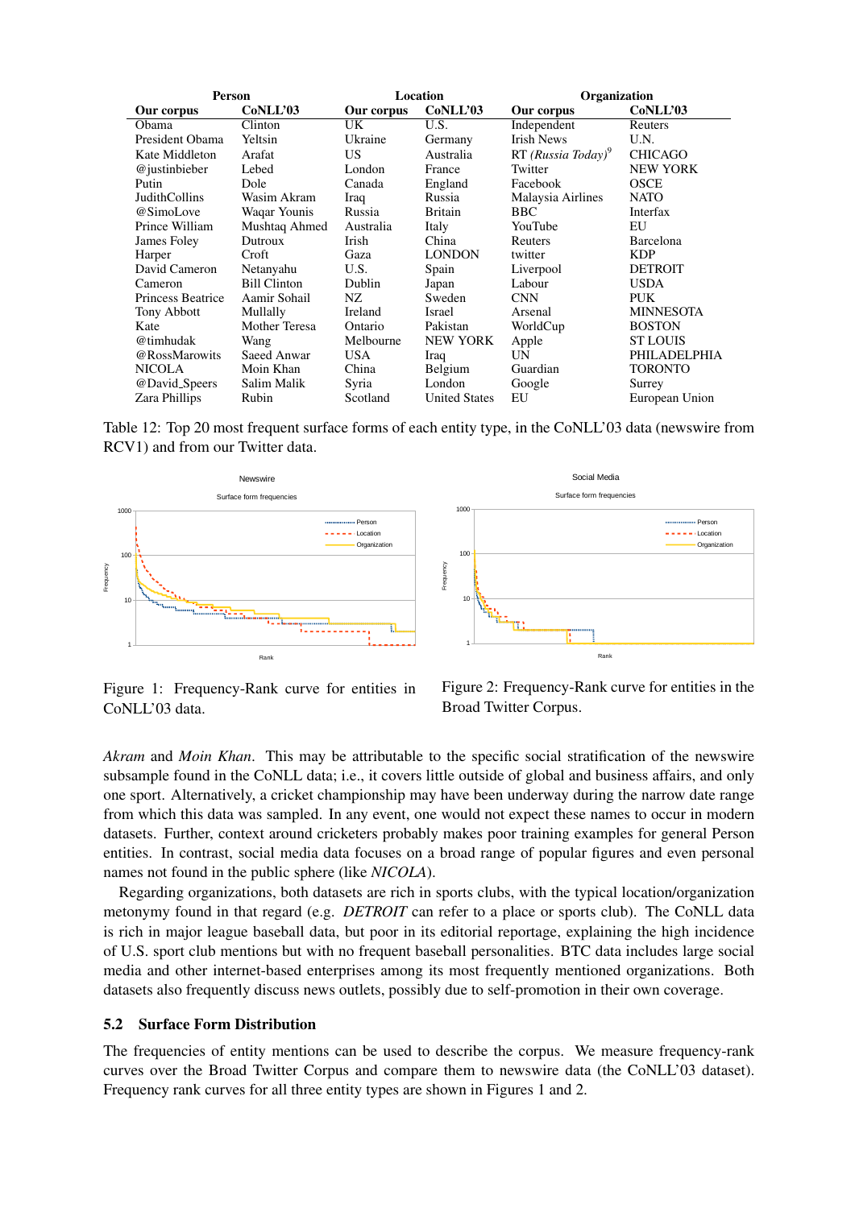| Person | | Location | | Organization | |
|---|---|---|---|---|---|
| **Our corpus** | **CoNLL'03** | **Our corpus** | **CoNLL'03** | **Our corpus** | **CoNLL'03** |
| Obama | Clinton | UK | U.S. | Independent | Reuters |
| President Obama | Yeltsin | Ukraine | Germany | Irish News | U.N. |
| Kate Middleton | Arafat | US | Australia | RT *(Russia Today)*[9] | CHICAGO |
| @justinbieber | Lebed | London | France | Twitter | NEW YORK |
| Putin | Dole | Canada | England | Facebook | OSCE |
| JudithCollins | Wasim Akram | Iraq | Russia | Malaysia Airlines | NATO |
| @SimoLove | Waqar Younis | Russia | Britain | BBC | Interfax |
| Prince William | Mushtaq Ahmed | Australia | Italy | YouTube | EU |
| James Foley | Dutroux | Irish | China | Reuters | Barcelona |
| Harper | Croft | Gaza | LONDON | twitter | KDP |
| David Cameron | Netanyahu | U.S. | Spain | Liverpool | DETROIT |
| Cameron | Bill Clinton | Dublin | Japan | Labour | USDA |
| Princess Beatrice | Aamir Sohail | NZ | Sweden | CNN | PUK |
| Tony Abbott | Mullally | Ireland | Israel | Arsenal | MINNESOTA |
| Kate | Mother Teresa | Ontario | Pakistan | WorldCup | BOSTON |
| @timhudak | Wang | Melbourne | NEW YORK | Apple | ST LOUIS |
| @RossMarowits | Saeed Anwar | USA | Iraq | UN | PHILADELPHIA |
| NICOLA | Moin Khan | China | Belgium | Guardian | TORONTO |
| @David_Speers | Salim Malik | Syria | London | Google | Surrey |
| Zara Phillips | Rubin | Scotland | United States | EU | European Union |

Table 12: Top 20 most frequent surface forms of each entity type, in the CoNLL'03 data (newswire from RCV1) and from our Twitter data.

Figure 1: Frequency-Rank curve for entities in CoNLL'03 data.

Figure 2: Frequency-Rank curve for entities in the Broad Twitter Corpus.

*Akram* and *Moin Khan*. This may be attributable to the specific social stratification of the newswire subsample found in the CoNLL data; i.e., it covers little outside of global and business affairs, and only one sport. Alternatively, a cricket championship may have been underway during the narrow date range from which this data was sampled. In any event, one would not expect these names to occur in modern datasets. Further, context around cricketers probably makes poor training examples for general Person entities. In contrast, social media data focuses on a broad range of popular figures and even personal names not found in the public sphere (like *NICOLA*).

Regarding organizations, both datasets are rich in sports clubs, with the typical location/organization metonymy found in that regard (e.g. *DETROIT* can refer to a place or sports club). The CoNLL data is rich in major league baseball data, but poor in its editorial reportage, explaining the high incidence of U.S. sport club mentions but with no frequent baseball personalities. BTC data includes large social media and other internet-based enterprises among its most frequently mentioned organizations. Both datasets also frequently discuss news outlets, possibly due to self-promotion in their own coverage.

### 5.2 Surface Form Distribution

The frequencies of entity mentions can be used to describe the corpus. We measure frequency-rank curves over the Broad Twitter Corpus and compare them to newswire data (the CoNLL'03 dataset). Frequency rank curves for all three entity types are shown in Figures 1 and 2.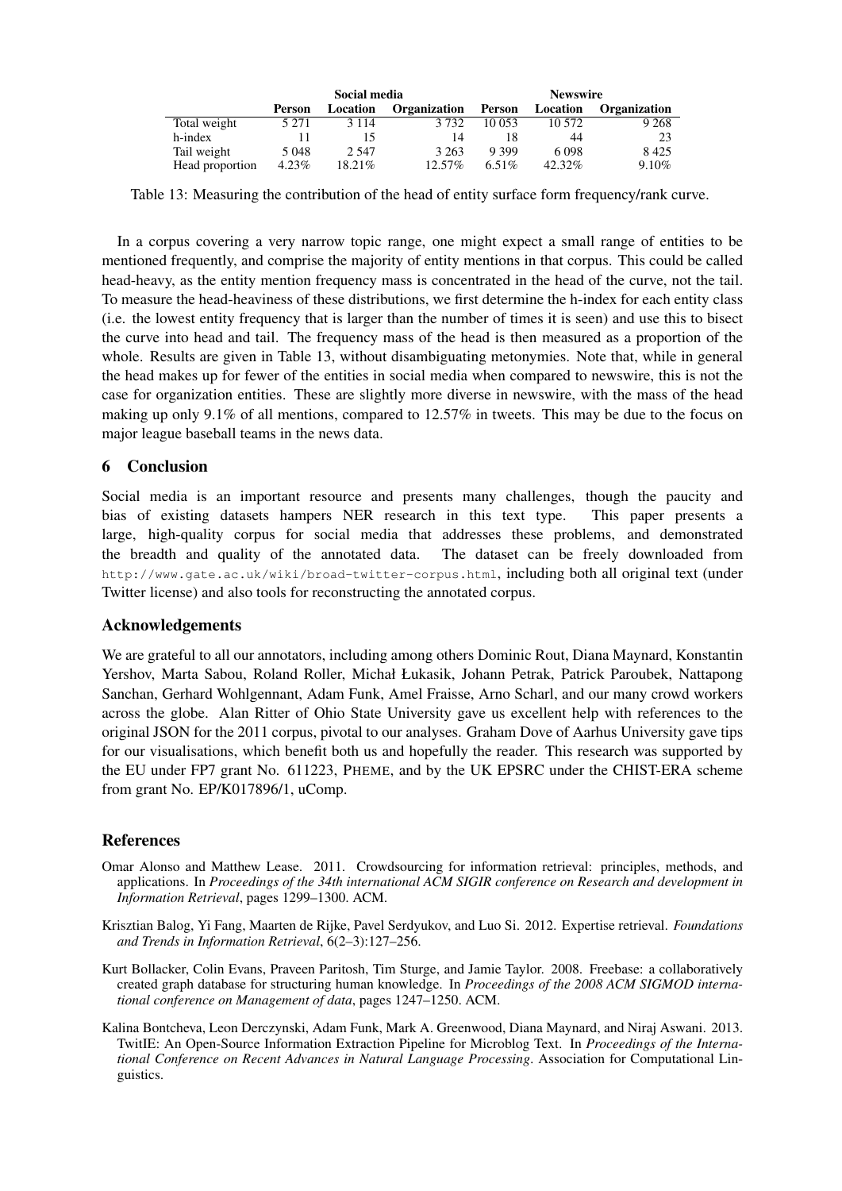| | Social media | | | Newswire | | |
|---|---|---|---|---|---|---|
| | **Person** | **Location** | **Organization** | **Person** | **Location** | **Organization** |
| Total weight | 5 271 | 3 114 | 3 732 | 10 053 | 10 572 | 9 268 |
| h-index | 11 | 15 | 14 | 18 | 44 | 23 |
| Tail weight | 5 048 | 2 547 | 3 263 | 9 399 | 6 098 | 8 425 |
| Head proportion | 4.23% | 18.21% | 12.57% | 6.51% | 42.32% | 9.10% |

Table 13: Measuring the contribution of the head of entity surface form frequency/rank curve.

In a corpus covering a very narrow topic range, one might expect a small range of entities to be mentioned frequently, and comprise the majority of entity mentions in that corpus. This could be called head-heavy, as the entity mention frequency mass is concentrated in the head of the curve, not the tail. To measure the head-heaviness of these distributions, we first determine the h-index for each entity class (i.e. the lowest entity frequency that is larger than the number of times it is seen) and use this to bisect the curve into head and tail. The frequency mass of the head is then measured as a proportion of the whole. Results are given in Table 13, without disambiguating metonymies. Note that, while in general the head makes up for fewer of the entities in social media when compared to newswire, this is not the case for organization entities. These are slightly more diverse in newswire, with the mass of the head making up only 9.1% of all mentions, compared to 12.57% in tweets. This may be due to the focus on major league baseball teams in the news data.

## 6 Conclusion

Social media is an important resource and presents many challenges, though the paucity and bias of existing datasets hampers NER research in this text type. This paper presents a large, high-quality corpus for social media that addresses these problems, and demonstrated the breadth and quality of the annotated data. The dataset can be freely downloaded from `http://www.gate.ac.uk/wiki/broad-twitter-corpus.html`, including both all original text (under Twitter license) and also tools for reconstructing the annotated corpus.

## Acknowledgements

We are grateful to all our annotators, including among others Dominic Rout, Diana Maynard, Konstantin Yershov, Marta Sabou, Roland Roller, Michał Łukasik, Johann Petrak, Patrick Paroubek, Nattapong Sanchan, Gerhard Wohlgennant, Adam Funk, Amel Fraisse, Arno Scharl, and our many crowd workers across the globe. Alan Ritter of Ohio State University gave us excellent help with references to the original JSON for the 2011 corpus, pivotal to our analyses. Graham Dove of Aarhus University gave tips for our visualisations, which benefit both us and hopefully the reader. This research was supported by the EU under FP7 grant No. 611223, PHEME, and by the UK EPSRC under the CHIST-ERA scheme from grant No. EP/K017896/1, uComp.

## References

Omar Alonso and Matthew Lease. 2011. Crowdsourcing for information retrieval: principles, methods, and applications. In *Proceedings of the 34th international ACM SIGIR conference on Research and development in Information Retrieval*, pages 1299–1300. ACM.

Krisztian Balog, Yi Fang, Maarten de Rijke, Pavel Serdyukov, and Luo Si. 2012. Expertise retrieval. *Foundations and Trends in Information Retrieval*, 6(2–3):127–256.

Kurt Bollacker, Colin Evans, Praveen Paritosh, Tim Sturge, and Jamie Taylor. 2008. Freebase: a collaboratively created graph database for structuring human knowledge. In *Proceedings of the 2008 ACM SIGMOD international conference on Management of data*, pages 1247–1250. ACM.

Kalina Bontcheva, Leon Derczynski, Adam Funk, Mark A. Greenwood, Diana Maynard, and Niraj Aswani. 2013. TwitIE: An Open-Source Information Extraction Pipeline for Microblog Text. In *Proceedings of the International Conference on Recent Advances in Natural Language Processing*. Association for Computational Linguistics.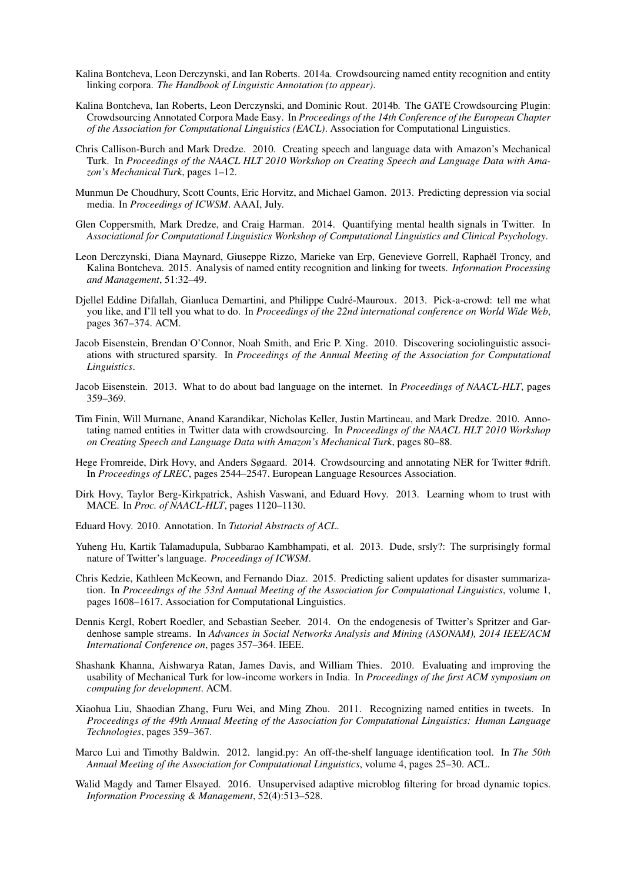Kalina Bontcheva, Leon Derczynski, and Ian Roberts. 2014a. Crowdsourcing named entity recognition and entity linking corpora. *The Handbook of Linguistic Annotation (to appear)*.

Kalina Bontcheva, Ian Roberts, Leon Derczynski, and Dominic Rout. 2014b. The GATE Crowdsourcing Plugin: Crowdsourcing Annotated Corpora Made Easy. In *Proceedings of the 14th Conference of the European Chapter of the Association for Computational Linguistics (EACL)*. Association for Computational Linguistics.

Chris Callison-Burch and Mark Dredze. 2010. Creating speech and language data with Amazon's Mechanical Turk. In *Proceedings of the NAACL HLT 2010 Workshop on Creating Speech and Language Data with Amazon's Mechanical Turk*, pages 1–12.

Munmun De Choudhury, Scott Counts, Eric Horvitz, and Michael Gamon. 2013. Predicting depression via social media. In *Proceedings of ICWSM*. AAAI, July.

Glen Coppersmith, Mark Dredze, and Craig Harman. 2014. Quantifying mental health signals in Twitter. In *Associational for Computational Linguistics Workshop of Computational Linguistics and Clinical Psychology*.

Leon Derczynski, Diana Maynard, Giuseppe Rizzo, Marieke van Erp, Genevieve Gorrell, Raphaël Troncy, and Kalina Bontcheva. 2015. Analysis of named entity recognition and linking for tweets. *Information Processing and Management*, 51:32–49.

Djellel Eddine Difallah, Gianluca Demartini, and Philippe Cudré-Mauroux. 2013. Pick-a-crowd: tell me what you like, and I'll tell you what to do. In *Proceedings of the 22nd international conference on World Wide Web*, pages 367–374. ACM.

Jacob Eisenstein, Brendan O'Connor, Noah Smith, and Eric P. Xing. 2010. Discovering sociolinguistic associations with structured sparsity. In *Proceedings of the Annual Meeting of the Association for Computational Linguistics*.

Jacob Eisenstein. 2013. What to do about bad language on the internet. In *Proceedings of NAACL-HLT*, pages 359–369.

Tim Finin, Will Murnane, Anand Karandikar, Nicholas Keller, Justin Martineau, and Mark Dredze. 2010. Annotating named entities in Twitter data with crowdsourcing. In *Proceedings of the NAACL HLT 2010 Workshop on Creating Speech and Language Data with Amazon's Mechanical Turk*, pages 80–88.

Hege Fromreide, Dirk Hovy, and Anders Søgaard. 2014. Crowdsourcing and annotating NER for Twitter #drift. In *Proceedings of LREC*, pages 2544–2547. European Language Resources Association.

Dirk Hovy, Taylor Berg-Kirkpatrick, Ashish Vaswani, and Eduard Hovy. 2013. Learning whom to trust with MACE. In *Proc. of NAACL-HLT*, pages 1120–1130.

Eduard Hovy. 2010. Annotation. In *Tutorial Abstracts of ACL*.

Yuheng Hu, Kartik Talamadupula, Subbarao Kambhampati, et al. 2013. Dude, srsly?: The surprisingly formal nature of Twitter's language. *Proceedings of ICWSM*.

Chris Kedzie, Kathleen McKeown, and Fernando Diaz. 2015. Predicting salient updates for disaster summarization. In *Proceedings of the 53rd Annual Meeting of the Association for Computational Linguistics*, volume 1, pages 1608–1617. Association for Computational Linguistics.

Dennis Kergl, Robert Roedler, and Sebastian Seeber. 2014. On the endogenesis of Twitter's Spritzer and Gardenhose sample streams. In *Advances in Social Networks Analysis and Mining (ASONAM), 2014 IEEE/ACM International Conference on*, pages 357–364. IEEE.

Shashank Khanna, Aishwarya Ratan, James Davis, and William Thies. 2010. Evaluating and improving the usability of Mechanical Turk for low-income workers in India. In *Proceedings of the first ACM symposium on computing for development*. ACM.

Xiaohua Liu, Shaodian Zhang, Furu Wei, and Ming Zhou. 2011. Recognizing named entities in tweets. In *Proceedings of the 49th Annual Meeting of the Association for Computational Linguistics: Human Language Technologies*, pages 359–367.

Marco Lui and Timothy Baldwin. 2012. langid.py: An off-the-shelf language identification tool. In *The 50th Annual Meeting of the Association for Computational Linguistics*, volume 4, pages 25–30. ACL.

Walid Magdy and Tamer Elsayed. 2016. Unsupervised adaptive microblog filtering for broad dynamic topics. *Information Processing & Management*, 52(4):513–528.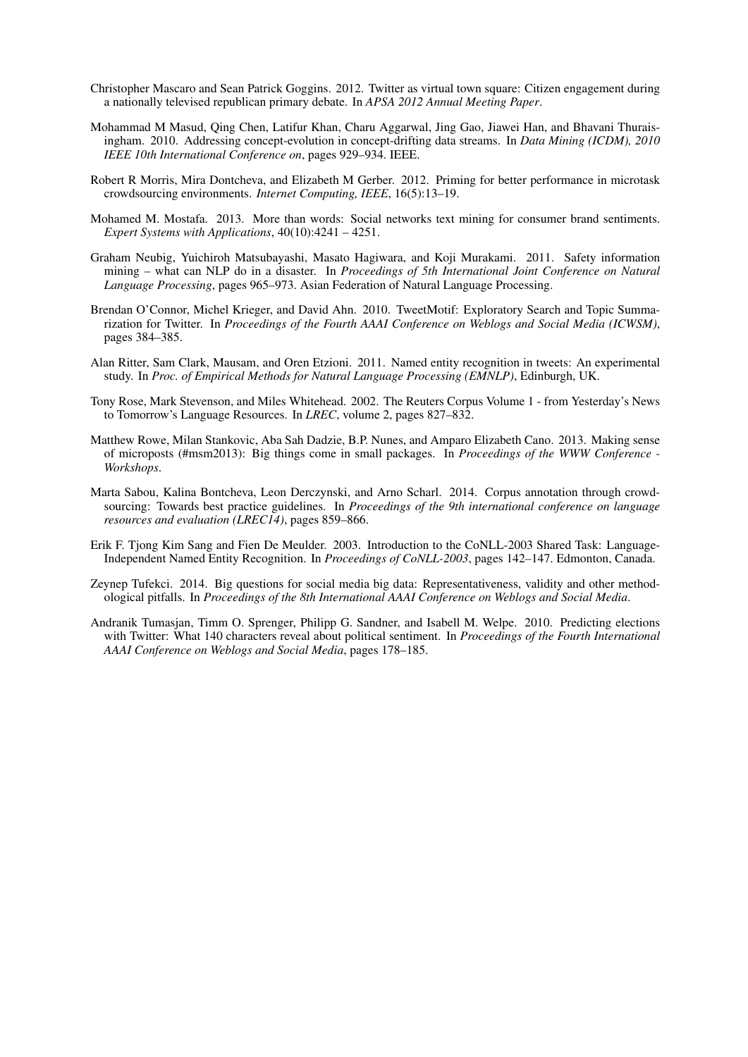Christopher Mascaro and Sean Patrick Goggins. 2012. Twitter as virtual town square: Citizen engagement during a nationally televised republican primary debate. In *APSA 2012 Annual Meeting Paper*.

Mohammad M Masud, Qing Chen, Latifur Khan, Charu Aggarwal, Jing Gao, Jiawei Han, and Bhavani Thuraisingham. 2010. Addressing concept-evolution in concept-drifting data streams. In *Data Mining (ICDM), 2010 IEEE 10th International Conference on*, pages 929–934. IEEE.

Robert R Morris, Mira Dontcheva, and Elizabeth M Gerber. 2012. Priming for better performance in microtask crowdsourcing environments. *Internet Computing, IEEE*, 16(5):13–19.

Mohamed M. Mostafa. 2013. More than words: Social networks text mining for consumer brand sentiments. *Expert Systems with Applications*, 40(10):4241 – 4251.

Graham Neubig, Yuichiroh Matsubayashi, Masato Hagiwara, and Koji Murakami. 2011. Safety information mining – what can NLP do in a disaster. In *Proceedings of 5th International Joint Conference on Natural Language Processing*, pages 965–973. Asian Federation of Natural Language Processing.

Brendan O'Connor, Michel Krieger, and David Ahn. 2010. TweetMotif: Exploratory Search and Topic Summarization for Twitter. In *Proceedings of the Fourth AAAI Conference on Weblogs and Social Media (ICWSM)*, pages 384–385.

Alan Ritter, Sam Clark, Mausam, and Oren Etzioni. 2011. Named entity recognition in tweets: An experimental study. In *Proc. of Empirical Methods for Natural Language Processing (EMNLP)*, Edinburgh, UK.

Tony Rose, Mark Stevenson, and Miles Whitehead. 2002. The Reuters Corpus Volume 1 - from Yesterday's News to Tomorrow's Language Resources. In *LREC*, volume 2, pages 827–832.

Matthew Rowe, Milan Stankovic, Aba Sah Dadzie, B.P. Nunes, and Amparo Elizabeth Cano. 2013. Making sense of microposts (#msm2013): Big things come in small packages. In *Proceedings of the WWW Conference - Workshops*.

Marta Sabou, Kalina Bontcheva, Leon Derczynski, and Arno Scharl. 2014. Corpus annotation through crowdsourcing: Towards best practice guidelines. In *Proceedings of the 9th international conference on language resources and evaluation (LREC14)*, pages 859–866.

Erik F. Tjong Kim Sang and Fien De Meulder. 2003. Introduction to the CoNLL-2003 Shared Task: Language-Independent Named Entity Recognition. In *Proceedings of CoNLL-2003*, pages 142–147. Edmonton, Canada.

Zeynep Tufekci. 2014. Big questions for social media big data: Representativeness, validity and other methodological pitfalls. In *Proceedings of the 8th International AAAI Conference on Weblogs and Social Media*.

Andranik Tumasjan, Timm O. Sprenger, Philipp G. Sandner, and Isabell M. Welpe. 2010. Predicting elections with Twitter: What 140 characters reveal about political sentiment. In *Proceedings of the Fourth International AAAI Conference on Weblogs and Social Media*, pages 178–185.